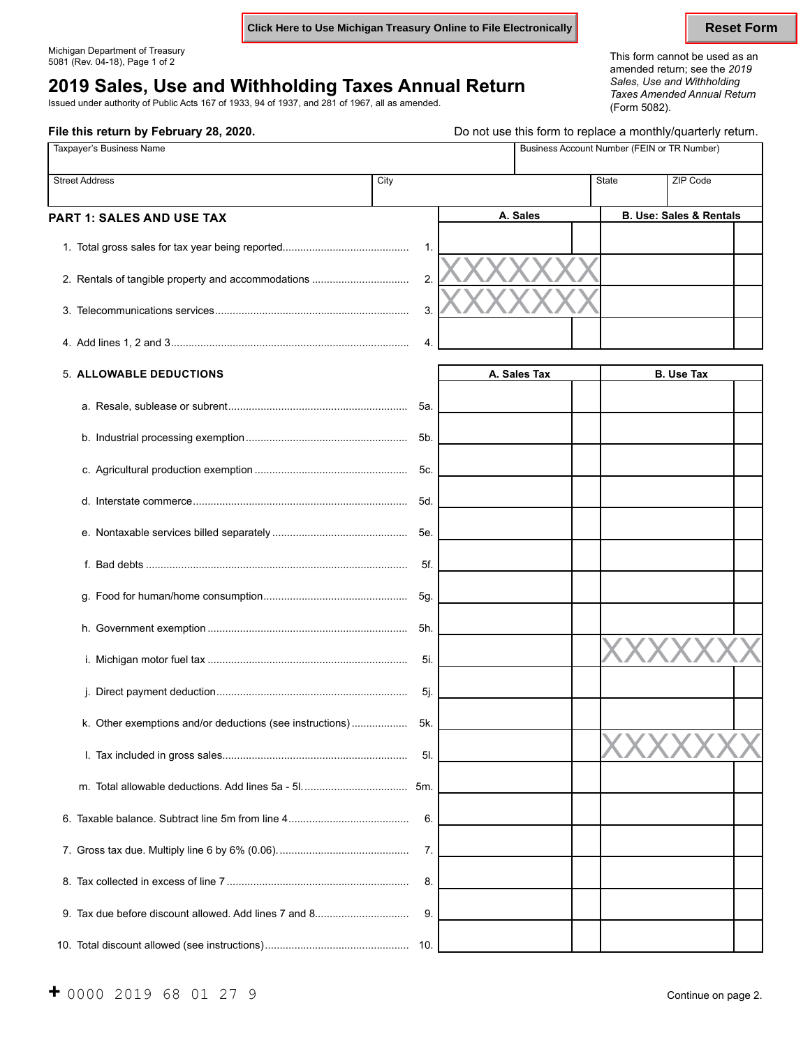Click Here to Use Michigan Treasury Online to File Electronically

Reset Form

Michigan Department of Treasury
5081 (Rev. 04-18), Page 1 of 2

# 2019 Sales, Use and Withholding Taxes Annual Return

Issued under authority of Public Acts 167 of 1933, 94 of 1937, and 281 of 1967, all as amended.

This form cannot be used as an amended return; see the *2019 Sales, Use and Withholding Taxes Amended Annual Return* (Form 5082).

**File this return by February 28, 2020.**

Do not use this form to replace a monthly/quarterly return.

| Taxpayer's Business Name | | | Business Account Number (FEIN or TR Number) |
|---|---|---|---|
| **Street Address** | **City** | **State** | **ZIP Code** |
| | | | |

## PART 1: SALES AND USE TAX

| | | A. Sales | B. Use: Sales & Rentals |
|---|---|---|---|
| 1. Total gross sales for tax year being reported | 1. | | |
| 2. Rentals of tangible property and accommodations | 2. | XXXXXXX | |
| 3. Telecommunications services | 3. | XXXXXXX | |
| 4. Add lines 1, 2 and 3 | 4. | | |

| 5. **ALLOWABLE DEDUCTIONS** | | A. Sales Tax | B. Use Tax |
|---|---|---|---|
| a. Resale, sublease or subrent | 5a. | | |
| b. Industrial processing exemption | 5b. | | |
| c. Agricultural production exemption | 5c. | | |
| d. Interstate commerce | 5d. | | |
| e. Nontaxable services billed separately | 5e. | | |
| f. Bad debts | 5f. | | |
| g. Food for human/home consumption | 5g. | | |
| h. Government exemption | 5h. | | |
| i. Michigan motor fuel tax | 5i. | | XXXXXXX |
| j. Direct payment deduction | 5j. | | |
| k. Other exemptions and/or deductions (see instructions) | 5k. | | |
| l. Tax included in gross sales | 5l. | | XXXXXXX |
| m. Total allowable deductions. Add lines 5a - 5l. | 5m. | | |
| 6. Taxable balance. Subtract line 5m from line 4 | 6. | | |
| 7. Gross tax due. Multiply line 6 by 6% (0.06). | 7. | | |
| 8. Tax collected in excess of line 7 | 8. | | |
| 9. Tax due before discount allowed. Add lines 7 and 8 | 9. | | |
| 10. Total discount allowed (see instructions) | 10. | | |

+ 0000 2019 68 01 27 9

Continue on page 2.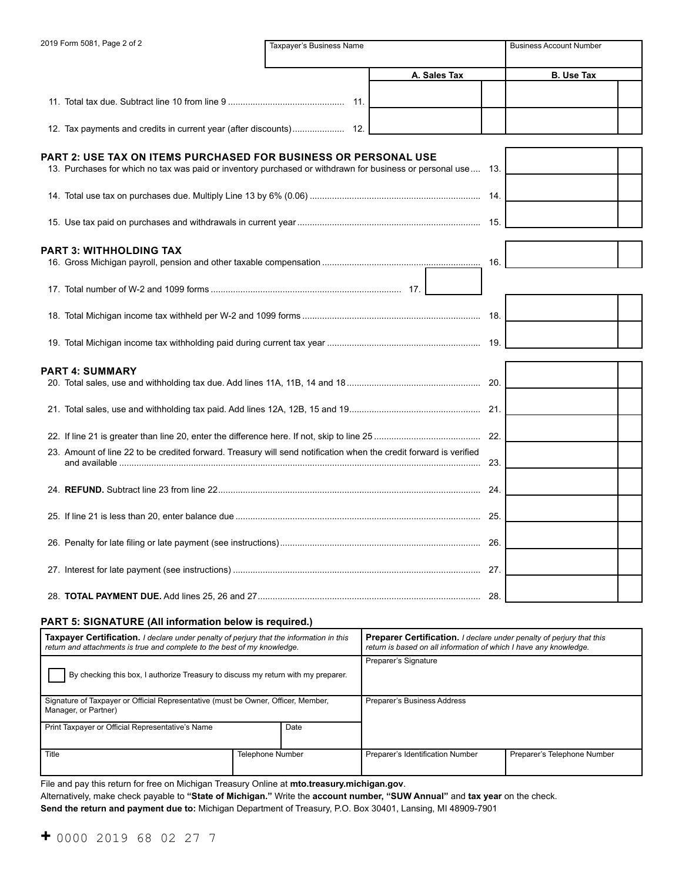2019 Form 5081, Page 2 of 2

| Taxpayer's Business Name | Business Account Number |
|---|---|
| | |

| | A. Sales Tax | B. Use Tax |
|---|---|---|
| 11. Total tax due. Subtract line 10 from line 9 .............................................. 11. | | |
| 12. Tax payments and credits in current year (after discounts).................... 12. | | |

## PART 2: USE TAX ON ITEMS PURCHASED FOR BUSINESS OR PERSONAL USE

| | |
|---|---|
| 13. Purchases for which no tax was paid or inventory purchased or withdrawn for business or personal use.... 13. | |
| 14. Total use tax on purchases due. Multiply Line 13 by 6% (0.06) .................................................................... 14. | |
| 15. Use tax paid on purchases and withdrawals in current year ........................................................................ 15. | |

## PART 3: WITHHOLDING TAX

| | |
|---|---|
| 16. Gross Michigan payroll, pension and other taxable compensation ............................................................... 16. | |
| 17. Total number of W-2 and 1099 forms ........................................................................... 17. | |
| 18. Total Michigan income tax withheld per W-2 and 1099 forms ...................................................................... 18. | |
| 19. Total Michigan income tax withholding paid during current tax year ............................................................ 19. | |

## PART 4: SUMMARY

| | |
|---|---|
| 20. Total sales, use and withholding tax due. Add lines 11A, 11B, 14 and 18..................................................... 20. | |
| 21. Total sales, use and withholding tax paid. Add lines 12A, 12B, 15 and 19.................................................... 21. | |
| 22. If line 21 is greater than line 20, enter the difference here. If not, skip to line 25 .......................................... 22. | |
| 23. Amount of line 22 to be credited forward. Treasury will send notification when the credit forward is verified and available ............................................................................................................................... 23. | |
| 24. **REFUND.** Subtract line 23 from line 22........................................................................................................ 24. | |
| 25. If line 21 is less than 20, enter balance due .................................................................................................. 25. | |
| 26. Penalty for late filing or late payment (see instructions)............................................................................... 26. | |
| 27. Interest for late payment (see instructions) .................................................................................................. 27. | |
| 28. **TOTAL PAYMENT DUE.** Add lines 25, 26 and 27......................................................................................... 28. | |

## PART 5: SIGNATURE (All information below is required.)

| **Taxpayer Certification.** *I declare under penalty of perjury that the information in this return and attachments is true and complete to the best of my knowledge.* | | **Preparer Certification.** *I declare under penalty of perjury that this return is based on all information of which I have any knowledge.* | |
|---|---|---|---|
| ☐ By checking this box, I authorize Treasury to discuss my return with my preparer. | | Preparer's Signature | |
| Signature of Taxpayer or Official Representative (must be Owner, Officer, Member, Manager, or Partner) | | Preparer's Business Address | |
| Print Taxpayer or Official Representative's Name | Date | | |
| Title | Telephone Number | Preparer's Identification Number | Preparer's Telephone Number |

File and pay this return for free on Michigan Treasury Online at **mto.treasury.michigan.gov**.

Alternatively, make check payable to **"State of Michigan."** Write the **account number, "SUW Annual"** and **tax year** on the check.

**Send the return and payment due to:** Michigan Department of Treasury, P.O. Box 30401, Lansing, MI 48909-7901

+ 0000 2019 68 02 27 7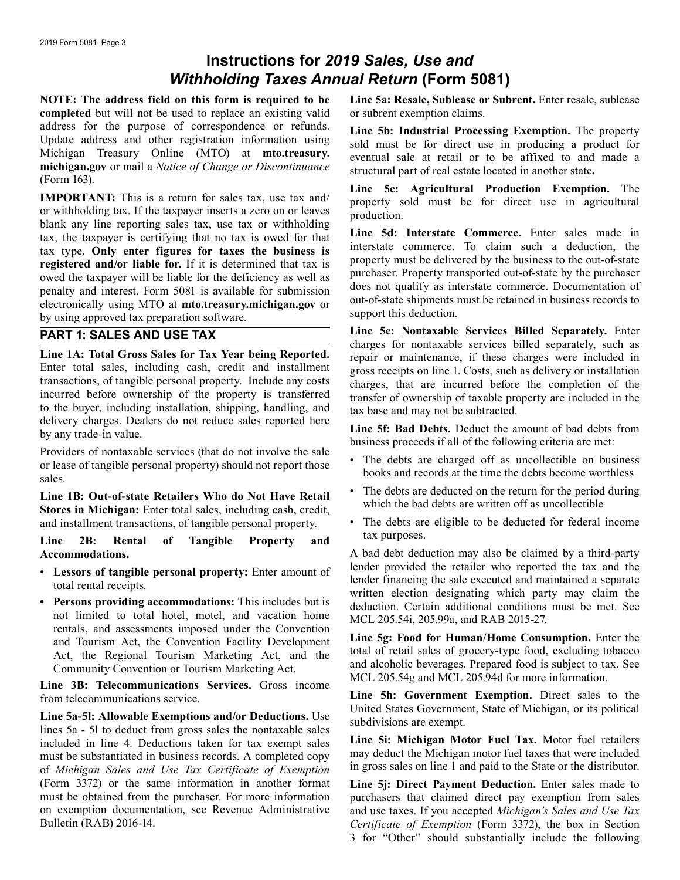# Instructions for *2019 Sales, Use and Withholding Taxes Annual Return* (Form 5081)

**NOTE: The address field on this form is required to be completed** but will not be used to replace an existing valid address for the purpose of correspondence or refunds. Update address and other registration information using Michigan Treasury Online (MTO) at **mto.treasury.michigan.gov** or mail a *Notice of Change or Discontinuance* (Form 163).

**IMPORTANT:** This is a return for sales tax, use tax and/or withholding tax. If the taxpayer inserts a zero on or leaves blank any line reporting sales tax, use tax or withholding tax, the taxpayer is certifying that no tax is owed for that tax type. **Only enter figures for taxes the business is registered and/or liable for.** If it is determined that tax is owed the taxpayer will be liable for the deficiency as well as penalty and interest. Form 5081 is available for submission electronically using MTO at **mto.treasury.michigan.gov** or by using approved tax preparation software.

## PART 1: SALES AND USE TAX

**Line 1A: Total Gross Sales for Tax Year being Reported.** Enter total sales, including cash, credit and installment transactions, of tangible personal property. Include any costs incurred before ownership of the property is transferred to the buyer, including installation, shipping, handling, and delivery charges. Dealers do not reduce sales reported here by any trade-in value.

Providers of nontaxable services (that do not involve the sale or lease of tangible personal property) should not report those sales.

**Line 1B: Out-of-state Retailers Who do Not Have Retail Stores in Michigan:** Enter total sales, including cash, credit, and installment transactions, of tangible personal property.

**Line 2B: Rental of Tangible Property and Accommodations.**

- **Lessors of tangible personal property:** Enter amount of total rental receipts.
- **Persons providing accommodations:** This includes but is not limited to total hotel, motel, and vacation home rentals, and assessments imposed under the Convention and Tourism Act, the Convention Facility Development Act, the Regional Tourism Marketing Act, and the Community Convention or Tourism Marketing Act.

**Line 3B: Telecommunications Services.** Gross income from telecommunications service.

**Line 5a-5l: Allowable Exemptions and/or Deductions.** Use lines 5a - 5l to deduct from gross sales the nontaxable sales included in line 4. Deductions taken for tax exempt sales must be substantiated in business records. A completed copy of *Michigan Sales and Use Tax Certificate of Exemption* (Form 3372) or the same information in another format must be obtained from the purchaser. For more information on exemption documentation, see Revenue Administrative Bulletin (RAB) 2016-14.

**Line 5a: Resale, Sublease or Subrent.** Enter resale, sublease or subrent exemption claims.

**Line 5b: Industrial Processing Exemption.** The property sold must be for direct use in producing a product for eventual sale at retail or to be affixed to and made a structural part of real estate located in another state**.**

**Line 5c: Agricultural Production Exemption.** The property sold must be for direct use in agricultural production.

**Line 5d: Interstate Commerce.** Enter sales made in interstate commerce. To claim such a deduction, the property must be delivered by the business to the out-of-state purchaser. Property transported out-of-state by the purchaser does not qualify as interstate commerce. Documentation of out-of-state shipments must be retained in business records to support this deduction.

**Line 5e: Nontaxable Services Billed Separately.** Enter charges for nontaxable services billed separately, such as repair or maintenance, if these charges were included in gross receipts on line 1. Costs, such as delivery or installation charges, that are incurred before the completion of the transfer of ownership of taxable property are included in the tax base and may not be subtracted.

**Line 5f: Bad Debts.** Deduct the amount of bad debts from business proceeds if all of the following criteria are met:

- The debts are charged off as uncollectible on business books and records at the time the debts become worthless
- The debts are deducted on the return for the period during which the bad debts are written off as uncollectible
- The debts are eligible to be deducted for federal income tax purposes.

A bad debt deduction may also be claimed by a third-party lender provided the retailer who reported the tax and the lender financing the sale executed and maintained a separate written election designating which party may claim the deduction. Certain additional conditions must be met. See MCL 205.54i, 205.99a, and RAB 2015-27.

**Line 5g: Food for Human/Home Consumption.** Enter the total of retail sales of grocery-type food, excluding tobacco and alcoholic beverages. Prepared food is subject to tax. See MCL 205.54g and MCL 205.94d for more information.

**Line 5h: Government Exemption.** Direct sales to the United States Government, State of Michigan, or its political subdivisions are exempt.

**Line 5i: Michigan Motor Fuel Tax.** Motor fuel retailers may deduct the Michigan motor fuel taxes that were included in gross sales on line 1 and paid to the State or the distributor.

**Line 5j: Direct Payment Deduction.** Enter sales made to purchasers that claimed direct pay exemption from sales and use taxes. If you accepted *Michigan's Sales and Use Tax Certificate of Exemption* (Form 3372), the box in Section 3 for "Other" should substantially include the following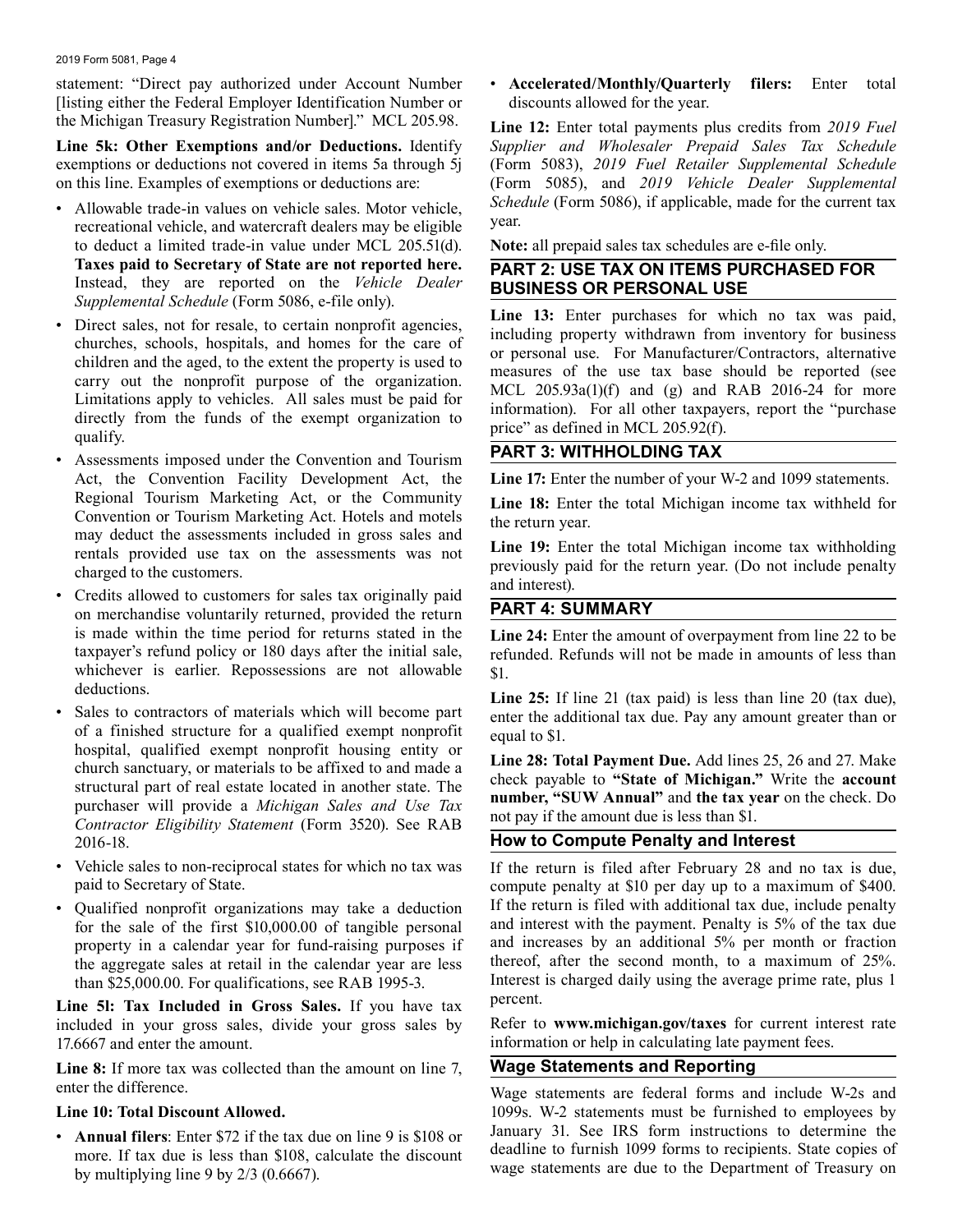statement: "Direct pay authorized under Account Number [listing either the Federal Employer Identification Number or the Michigan Treasury Registration Number]." MCL 205.98.

**Line 5k: Other Exemptions and/or Deductions.** Identify exemptions or deductions not covered in items 5a through 5j on this line. Examples of exemptions or deductions are:

- Allowable trade-in values on vehicle sales. Motor vehicle, recreational vehicle, and watercraft dealers may be eligible to deduct a limited trade-in value under MCL 205.51(d). **Taxes paid to Secretary of State are not reported here.** Instead, they are reported on the *Vehicle Dealer Supplemental Schedule* (Form 5086, e-file only).
- Direct sales, not for resale, to certain nonprofit agencies, churches, schools, hospitals, and homes for the care of children and the aged, to the extent the property is used to carry out the nonprofit purpose of the organization. Limitations apply to vehicles. All sales must be paid for directly from the funds of the exempt organization to qualify.
- Assessments imposed under the Convention and Tourism Act, the Convention Facility Development Act, the Regional Tourism Marketing Act, or the Community Convention or Tourism Marketing Act. Hotels and motels may deduct the assessments included in gross sales and rentals provided use tax on the assessments was not charged to the customers.
- Credits allowed to customers for sales tax originally paid on merchandise voluntarily returned, provided the return is made within the time period for returns stated in the taxpayer's refund policy or 180 days after the initial sale, whichever is earlier. Repossessions are not allowable deductions.
- Sales to contractors of materials which will become part of a finished structure for a qualified exempt nonprofit hospital, qualified exempt nonprofit housing entity or church sanctuary, or materials to be affixed to and made a structural part of real estate located in another state. The purchaser will provide a *Michigan Sales and Use Tax Contractor Eligibility Statement* (Form 3520). See RAB 2016-18.
- Vehicle sales to non-reciprocal states for which no tax was paid to Secretary of State.
- Qualified nonprofit organizations may take a deduction for the sale of the first $10,000.00 of tangible personal property in a calendar year for fund-raising purposes if the aggregate sales at retail in the calendar year are less than $25,000.00. For qualifications, see RAB 1995-3.

**Line 5l: Tax Included in Gross Sales.** If you have tax included in your gross sales, divide your gross sales by 17.6667 and enter the amount.

**Line 8:** If more tax was collected than the amount on line 7, enter the difference.

**Line 10: Total Discount Allowed.**

- **Annual filers**: Enter $72 if the tax due on line 9 is $108 or more. If tax due is less than $108, calculate the discount by multiplying line 9 by 2/3 (0.6667).
- **Accelerated/Monthly/Quarterly filers:** Enter total discounts allowed for the year.

**Line 12:** Enter total payments plus credits from *2019 Fuel Supplier and Wholesaler Prepaid Sales Tax Schedule* (Form 5083), *2019 Fuel Retailer Supplemental Schedule* (Form 5085), and *2019 Vehicle Dealer Supplemental Schedule* (Form 5086), if applicable, made for the current tax year.

**Note:** all prepaid sales tax schedules are e-file only.

## PART 2: USE TAX ON ITEMS PURCHASED FOR BUSINESS OR PERSONAL USE

**Line 13:** Enter purchases for which no tax was paid, including property withdrawn from inventory for business or personal use. For Manufacturer/Contractors, alternative measures of the use tax base should be reported (see MCL 205.93a(1)(f) and (g) and RAB 2016-24 for more information). For all other taxpayers, report the "purchase price" as defined in MCL 205.92(f).

## PART 3: WITHHOLDING TAX

**Line 17:** Enter the number of your W-2 and 1099 statements.

**Line 18:** Enter the total Michigan income tax withheld for the return year.

**Line 19:** Enter the total Michigan income tax withholding previously paid for the return year. (Do not include penalty and interest).

## PART 4: SUMMARY

**Line 24:** Enter the amount of overpayment from line 22 to be refunded. Refunds will not be made in amounts of less than $1.

**Line 25:** If line 21 (tax paid) is less than line 20 (tax due), enter the additional tax due. Pay any amount greater than or equal to $1.

**Line 28: Total Payment Due.** Add lines 25, 26 and 27. Make check payable to **"State of Michigan."** Write the **account number, "SUW Annual"** and **the tax year** on the check. Do not pay if the amount due is less than $1.

## How to Compute Penalty and Interest

If the return is filed after February 28 and no tax is due, compute penalty at $10 per day up to a maximum of $400. If the return is filed with additional tax due, include penalty and interest with the payment. Penalty is 5% of the tax due and increases by an additional 5% per month or fraction thereof, after the second month, to a maximum of 25%. Interest is charged daily using the average prime rate, plus 1 percent.

Refer to **www.michigan.gov/taxes** for current interest rate information or help in calculating late payment fees.

## Wage Statements and Reporting

Wage statements are federal forms and include W-2s and 1099s. W-2 statements must be furnished to employees by January 31. See IRS form instructions to determine the deadline to furnish 1099 forms to recipients. State copies of wage statements are due to the Department of Treasury on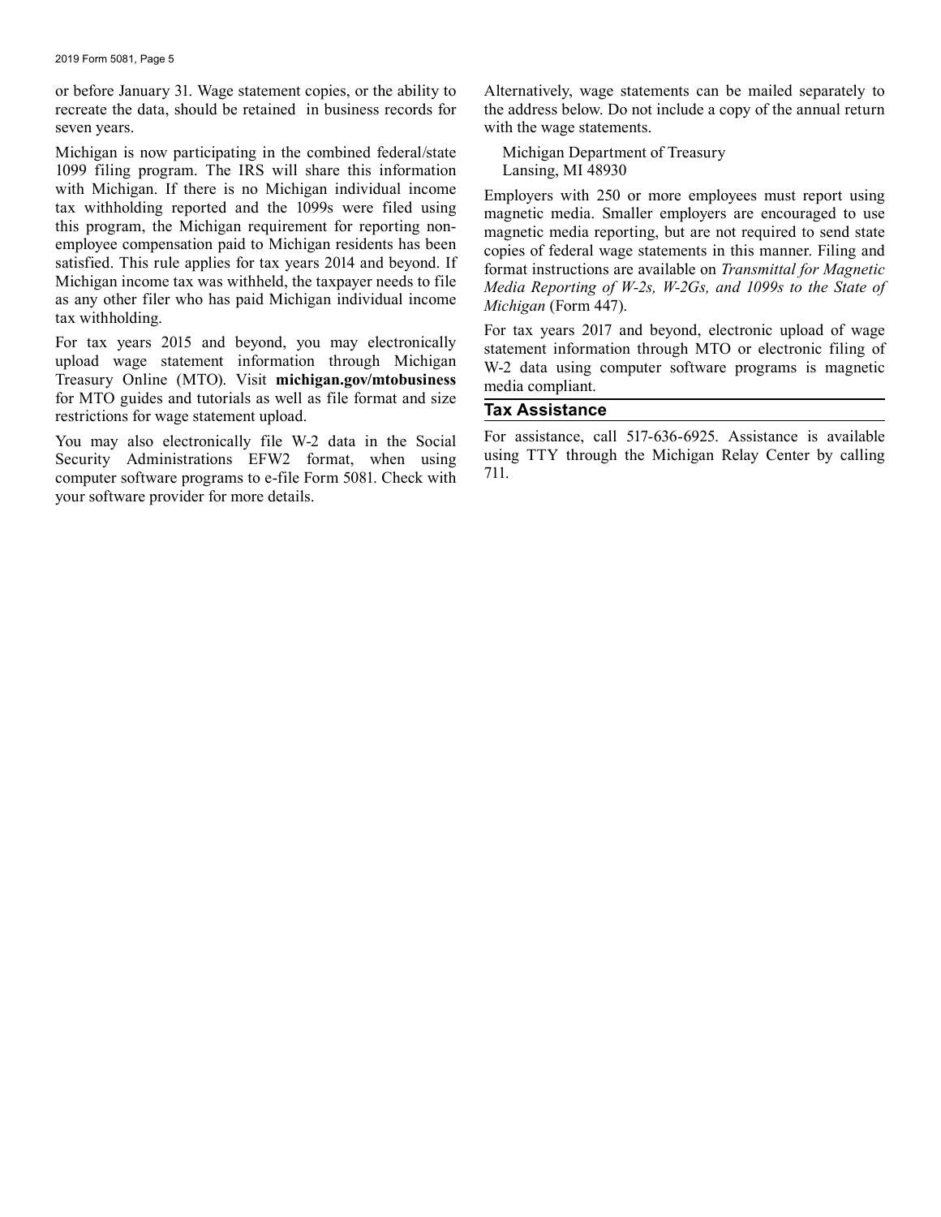or before January 31. Wage statement copies, or the ability to recreate the data, should be retained in business records for seven years.

Michigan is now participating in the combined federal/state 1099 filing program. The IRS will share this information with Michigan. If there is no Michigan individual income tax withholding reported and the 1099s were filed using this program, the Michigan requirement for reporting non-employee compensation paid to Michigan residents has been satisfied. This rule applies for tax years 2014 and beyond. If Michigan income tax was withheld, the taxpayer needs to file as any other filer who has paid Michigan individual income tax withholding.

For tax years 2015 and beyond, you may electronically upload wage statement information through Michigan Treasury Online (MTO). Visit **michigan.gov/mtobusiness** for MTO guides and tutorials as well as file format and size restrictions for wage statement upload.

You may also electronically file W-2 data in the Social Security Administrations EFW2 format, when using computer software programs to e-file Form 5081. Check with your software provider for more details.

Alternatively, wage statements can be mailed separately to the address below. Do not include a copy of the annual return with the wage statements.

Michigan Department of Treasury
Lansing, MI 48930

Employers with 250 or more employees must report using magnetic media. Smaller employers are encouraged to use magnetic media reporting, but are not required to send state copies of federal wage statements in this manner. Filing and format instructions are available on *Transmittal for Magnetic Media Reporting of W-2s, W-2Gs, and 1099s to the State of Michigan* (Form 447).

For tax years 2017 and beyond, electronic upload of wage statement information through MTO or electronic filing of W-2 data using computer software programs is magnetic media compliant.

## Tax Assistance

For assistance, call 517-636-6925. Assistance is available using TTY through the Michigan Relay Center by calling 711.